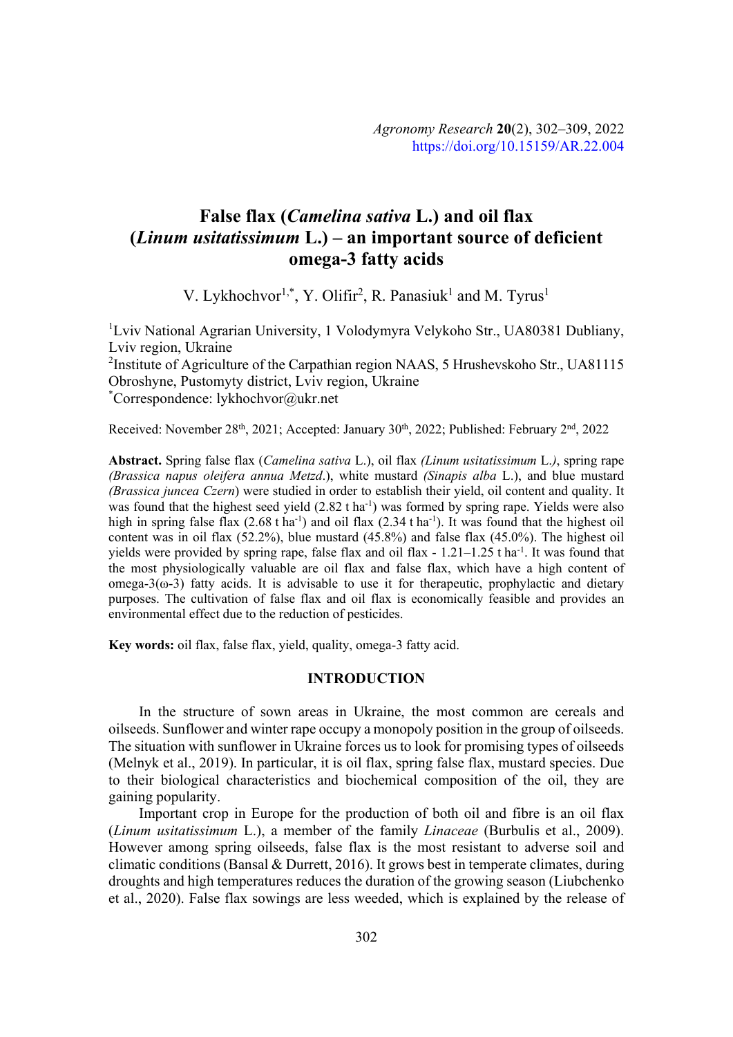# False flax (*Camelina sativa* L.) and oil flax (*Linum usitatissimum* L.) – an important source of deficient omega-3 fatty acids

V. Lykhochvor[1,*], Y. Olifir[2], R. Panasiuk[1] and M. Tyrus[1]

[1]Lviv National Agrarian University, 1 Volodymyra Velykoho Str., UA80381 Dubliany, Lviv region, Ukraine
[2]Institute of Agriculture of the Carpathian region NAAS, 5 Hrushevskoho Str., UA81115 Obroshyne, Pustomyty district, Lviv region, Ukraine
[*]Correspondence: lykhochvor@ukr.net

Received: November 28th, 2021; Accepted: January 30th, 2022; Published: February 2nd, 2022

**Abstract.** Spring false flax (*Camelina sativa* L.), oil flax *(Linum usitatissimum* L.*)*, spring rape *(Brassica napus oleifera annua Metzd*.), white mustard *(Sinapis alba* L.), and blue mustard *(Brassica juncea Czern*) were studied in order to establish their yield, oil content and quality. It was found that the highest seed yield (2.82 t $ha^{-1}$) was formed by spring rape. Yields were also high in spring false flax (2.68 t $ha^{-1}$) and oil flax (2.34 t $ha^{-1}$). It was found that the highest oil content was in oil flax (52.2%), blue mustard (45.8%) and false flax (45.0%). The highest oil yields were provided by spring rape, false flax and oil flax - 1.21–1.25 t $ha^{-1}$. It was found that the most physiologically valuable are oil flax and false flax, which have a high content of omega-3(ω-3) fatty acids. It is advisable to use it for therapeutic, prophylactic and dietary purposes. The cultivation of false flax and oil flax is economically feasible and provides an environmental effect due to the reduction of pesticides.

**Key words:** oil flax, false flax, yield, quality, omega-3 fatty acid.

## INTRODUCTION

In the structure of sown areas in Ukraine, the most common are cereals and oilseeds. Sunflower and winter rape occupy a monopoly position in the group of oilseeds. The situation with sunflower in Ukraine forces us to look for promising types of oilseeds (Melnyk et al., 2019). In particular, it is oil flax, spring false flax, mustard species. Due to their biological characteristics and biochemical composition of the oil, they are gaining popularity.

Important crop in Europe for the production of both oil and fibre is an oil flax (*Linum usitatissimum* L.), a member of the family *Linaceae* (Burbulis et al., 2009). However among spring oilseeds, false flax is the most resistant to adverse soil and climatic conditions (Bansal & Durrett, 2016). It grows best in temperate climates, during droughts and high temperatures reduces the duration of the growing season (Liubchenko et al., 2020). False flax sowings are less weeded, which is explained by the release of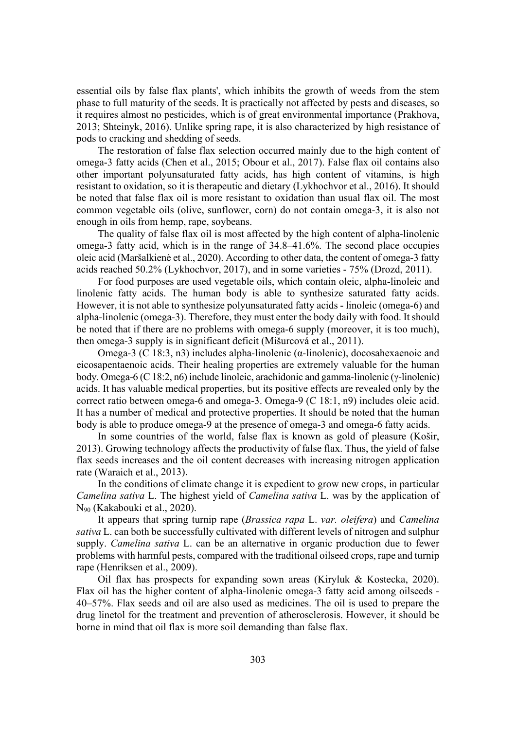essential oils by false flax plants', which inhibits the growth of weeds from the stem phase to full maturity of the seeds. It is practically not affected by pests and diseases, so it requires almost no pesticides, which is of great environmental importance (Prakhova, 2013; Shteinyk, 2016). Unlike spring rape, it is also characterized by high resistance of pods to cracking and shedding of seeds.

The restoration of false flax selection occurred mainly due to the high content of omega-3 fatty acids (Chen et al., 2015; Obour et al., 2017). False flax oil contains also other important polyunsaturated fatty acids, has high content of vitamins, is high resistant to oxidation, so it is therapeutic and dietary (Lykhochvor et al., 2016). It should be noted that false flax oil is more resistant to oxidation than usual flax oil. The most common vegetable oils (olive, sunflower, corn) do not contain omega-3, it is also not enough in oils from hemp, rape, soybeans.

The quality of false flax oil is most affected by the high content of alpha-linolenic omega-3 fatty acid, which is in the range of 34.8–41.6%. The second place occupies oleic acid (Maršalkienė et al., 2020). According to other data, the content of omega-3 fatty acids reached 50.2% (Lykhochvor, 2017), and in some varieties - 75% (Drozd, 2011).

For food purposes are used vegetable oils, which contain oleic, alpha-linoleic and linolenic fatty acids. The human body is able to synthesize saturated fatty acids. However, it is not able to synthesize polyunsaturated fatty acids - linoleic (omega-6) and alpha-linolenic (omega-3). Therefore, they must enter the body daily with food. It should be noted that if there are no problems with omega-6 supply (moreover, it is too much), then omega-3 supply is in significant deficit (Mišurcová et al., 2011).

Omega-3 (C 18:3, n3) includes alpha-linolenic (α-linolenic), docosahexaenoic and eicosapentaenoic acids. Their healing properties are extremely valuable for the human body. Omega-6 (C 18:2, n6) include linoleic, arachidonic and gamma-linolenic (γ-linolenic) acids. It has valuable medical properties, but its positive effects are revealed only by the correct ratio between omega-6 and omega-3. Omega-9 (C 18:1, n9) includes oleic acid. It has a number of medical and protective properties. It should be noted that the human body is able to produce omega-9 at the presence of omega-3 and omega-6 fatty acids.

In some countries of the world, false flax is known as gold of pleasure (Košir, 2013). Growing technology affects the productivity of false flax. Thus, the yield of false flax seeds increases and the oil content decreases with increasing nitrogen application rate (Waraich et al., 2013).

In the conditions of climate change it is expedient to grow new crops, in particular *Camelina sativa* L. The highest yield of *Camelina sativa* L. was by the application of $N_{90}$ (Kakabouki et al., 2020).

It appears that spring turnip rape (*Brassica rapa* L. *var. oleifera*) and *Camelina sativa* L. can both be successfully cultivated with different levels of nitrogen and sulphur supply. *Camelina sativa* L. can be an alternative in organic production due to fewer problems with harmful pests, compared with the traditional oilseed crops, rape and turnip rape (Henriksen et al., 2009).

Oil flax has prospects for expanding sown areas (Kiryluk & Kostecka, 2020). Flax oil has the higher content of alpha-linolenic omega-3 fatty acid among oilseeds - 40–57%. Flax seeds and oil are also used as medicines. The oil is used to prepare the drug linetol for the treatment and prevention of atherosclerosis. However, it should be borne in mind that oil flax is more soil demanding than false flax.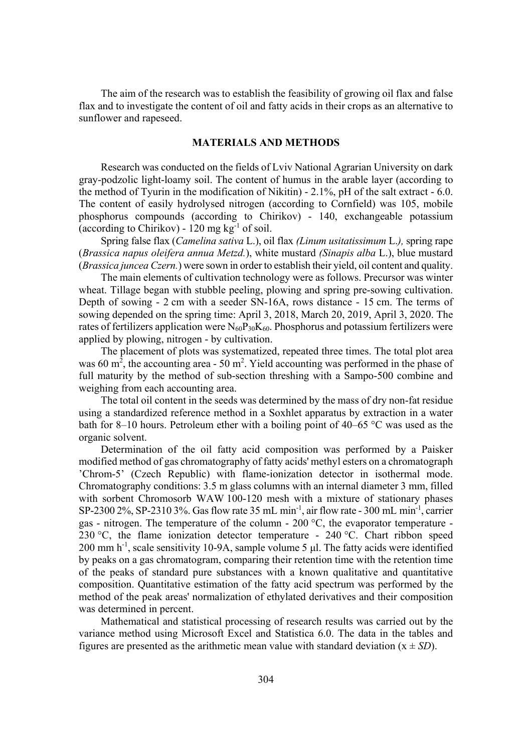The aim of the research was to establish the feasibility of growing oil flax and false flax and to investigate the content of oil and fatty acids in their crops as an alternative to sunflower and rapeseed.

## MATERIALS AND METHODS

Research was conducted on the fields of Lviv National Agrarian University on dark gray-podzolic light-loamy soil. The content of humus in the arable layer (according to the method of Tyurin in the modification of Nikitin) - 2.1%, pH of the salt extract - 6.0. The content of easily hydrolysed nitrogen (according to Cornfield) was 105, mobile phosphorus compounds (according to Chirikov) - 140, exchangeable potassium (according to Chirikov) - 120 mg kg$^{-1}$ of soil.

Spring false flax (*Camelina sativa* L.), oil flax *(Linum usitatissimum* L.*),* spring rape (*Brassica napus oleifera annua Metzd.*), white mustard *(Sinapis alba* L.), blue mustard (*Brassica juncea Czern.*) were sown in order to establish their yield, oil content and quality.

The main elements of cultivation technology were as follows. Precursor was winter wheat. Tillage began with stubble peeling, plowing and spring pre-sowing cultivation. Depth of sowing - 2 cm with a seeder SN-16A, rows distance - 15 cm. The terms of sowing depended on the spring time: April 3, 2018, March 20, 2019, April 3, 2020. The rates of fertilizers application were $N_{60}P_{30}K_{60}$. Phosphorus and potassium fertilizers were applied by plowing, nitrogen - by cultivation.

The placement of plots was systematized, repeated three times. The total plot area was 60 m$^2$, the accounting area - 50 m$^2$. Yield accounting was performed in the phase of full maturity by the method of sub-section threshing with a Sampo-500 combine and weighing from each accounting area.

The total oil content in the seeds was determined by the mass of dry non-fat residue using a standardized reference method in a Soxhlet apparatus by extraction in a water bath for 8–10 hours. Petroleum ether with a boiling point of 40–65 °C was used as the organic solvent.

Determination of the oil fatty acid composition was performed by a Paisker modified method of gas chromatography of fatty acids' methyl esters on a chromatograph 'Chrom-5' (Czech Republic) with flame-ionization detector in isothermal mode. Chromatography conditions: 3.5 m glass columns with an internal diameter 3 mm, filled with sorbent Chromosorb WAW 100-120 mesh with a mixture of stationary phases SP-2300 2%, SP-2310 3%. Gas flow rate 35 mL min$^{-1}$, air flow rate - 300 mL min$^{-1}$, carrier gas - nitrogen. The temperature of the column - 200 °C, the evaporator temperature - 230 °C, the flame ionization detector temperature - 240 °C. Chart ribbon speed 200 mm h$^{-1}$, scale sensitivity 10-9A, sample volume 5 μl. The fatty acids were identified by peaks on a gas chromatogram, comparing their retention time with the retention time of the peaks of standard pure substances with a known qualitative and quantitative composition. Quantitative estimation of the fatty acid spectrum was performed by the method of the peak areas' normalization of ethylated derivatives and their composition was determined in percent.

Mathematical and statistical processing of research results was carried out by the variance method using Microsoft Excel and Statistica 6.0. The data in the tables and figures are presented as the arithmetic mean value with standard deviation (x ± *SD*).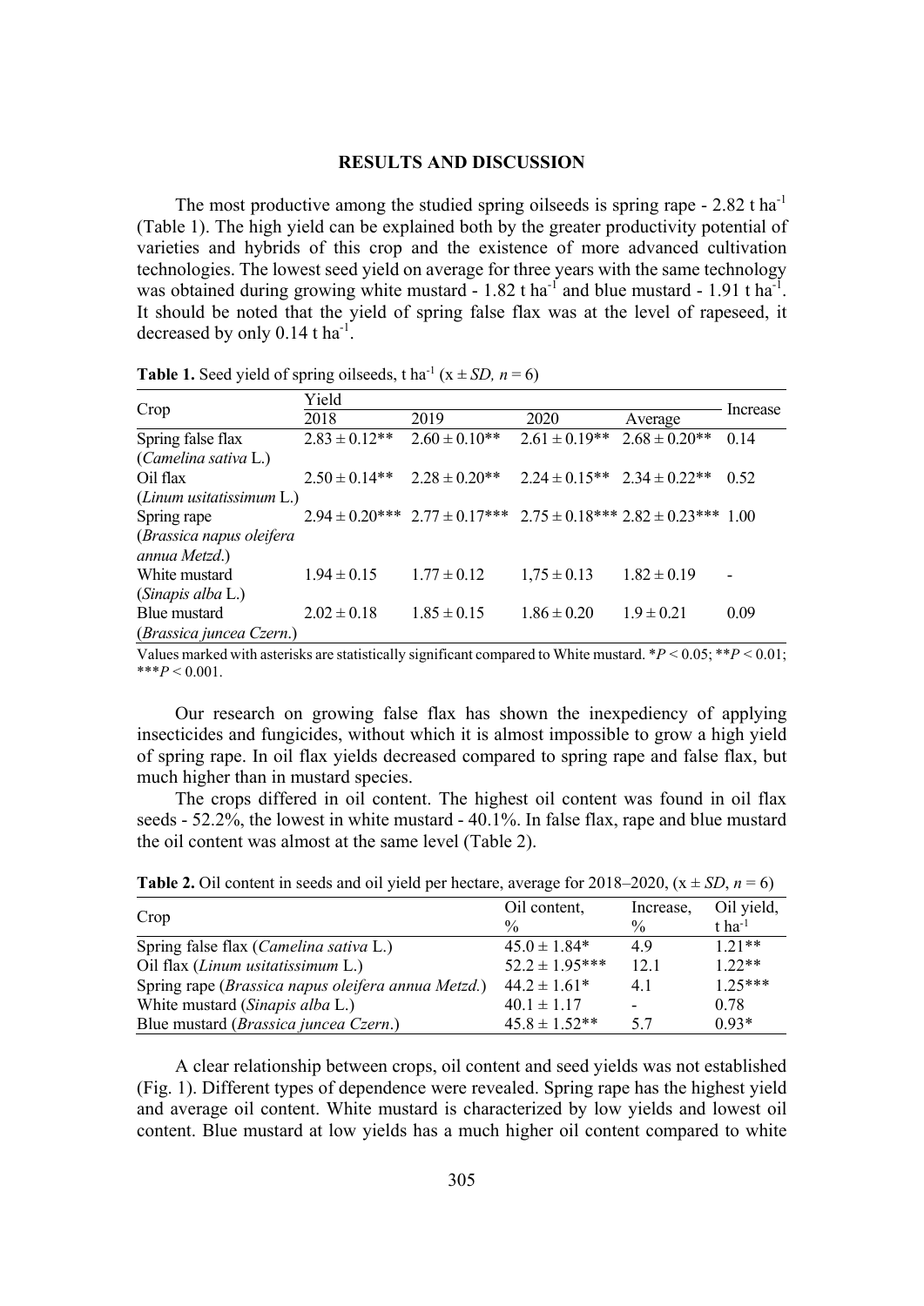## RESULTS AND DISCUSSION

The most productive among the studied spring oilseeds is spring rape - 2.82 t ha$^{-1}$ (Table 1). The high yield can be explained both by the greater productivity potential of varieties and hybrids of this crop and the existence of more advanced cultivation technologies. The lowest seed yield on average for three years with the same technology was obtained during growing white mustard - 1.82 t ha$^{-1}$ and blue mustard - 1.91 t ha$^{-1}$. It should be noted that the yield of spring false flax was at the level of rapeseed, it decreased by only 0.14 t ha$^{-1}$.

**Table 1.** Seed yield of spring oilseeds, t ha$^{-1}$ (x ± *SD, n* = 6)

| Crop | Yield | | | | Increase |
|---|---|---|---|---|---|
| | 2018 | 2019 | 2020 | Average | |
| Spring false flax (*Camelina sativa* L.) | 2.83 ± 0.12** | 2.60 ± 0.10** | 2.61 ± 0.19** | 2.68 ± 0.20** | 0.14 |
| Oil flax (*Linum usitatissimum* L.) | 2.50 ± 0.14** | 2.28 ± 0.20** | 2.24 ± 0.15** | 2.34 ± 0.22** | 0.52 |
| Spring rape (*Brassica napus oleifera annua Metzd*.) | 2.94 ± 0.20*** | 2.77 ± 0.17*** | 2.75 ± 0.18*** | 2.82 ± 0.23*** | 1.00 |
| White mustard (*Sinapis alba* L.) | 1.94 ± 0.15 | 1.77 ± 0.12 | 1,75 ± 0.13 | 1.82 ± 0.19 | - |
| Blue mustard (*Brassica juncea Czern*.) | 2.02 ± 0.18 | 1.85 ± 0.15 | 1.86 ± 0.20 | 1.9 ± 0.21 | 0.09 |

Values marked with asterisks are statistically significant compared to White mustard. *$P$ < 0.05; **$P$ < 0.01; ***$P$ < 0.001.

Our research on growing false flax has shown the inexpediency of applying insecticides and fungicides, without which it is almost impossible to grow a high yield of spring rape. In oil flax yields decreased compared to spring rape and false flax, but much higher than in mustard species.

The crops differed in oil content. The highest oil content was found in oil flax seeds - 52.2%, the lowest in white mustard - 40.1%. In false flax, rape and blue mustard the oil content was almost at the same level (Table 2).

**Table 2.** Oil content in seeds and oil yield per hectare, average for 2018–2020, (x ± *SD*, *n* = 6)

| Crop | Oil content, % | Increase, % | Oil yield, t ha$^{-1}$ |
|---|---|---|---|
| Spring false flax (*Camelina sativa* L.) | 45.0 ± 1.84* | 4.9 | 1.21** |
| Oil flax (*Linum usitatissimum* L.) | 52.2 ± 1.95*** | 12.1 | 1.22** |
| Spring rape (*Brassica napus oleifera annua Metzd.*) | 44.2 ± 1.61* | 4.1 | 1.25*** |
| White mustard (*Sinapis alba* L.) | 40.1 ± 1.17 | - | 0.78 |
| Blue mustard (*Brassica juncea Czern*.) | 45.8 ± 1.52** | 5.7 | 0.93* |

A clear relationship between crops, oil content and seed yields was not established (Fig. 1). Different types of dependence were revealed. Spring rape has the highest yield and average oil content. White mustard is characterized by low yields and lowest oil content. Blue mustard at low yields has a much higher oil content compared to white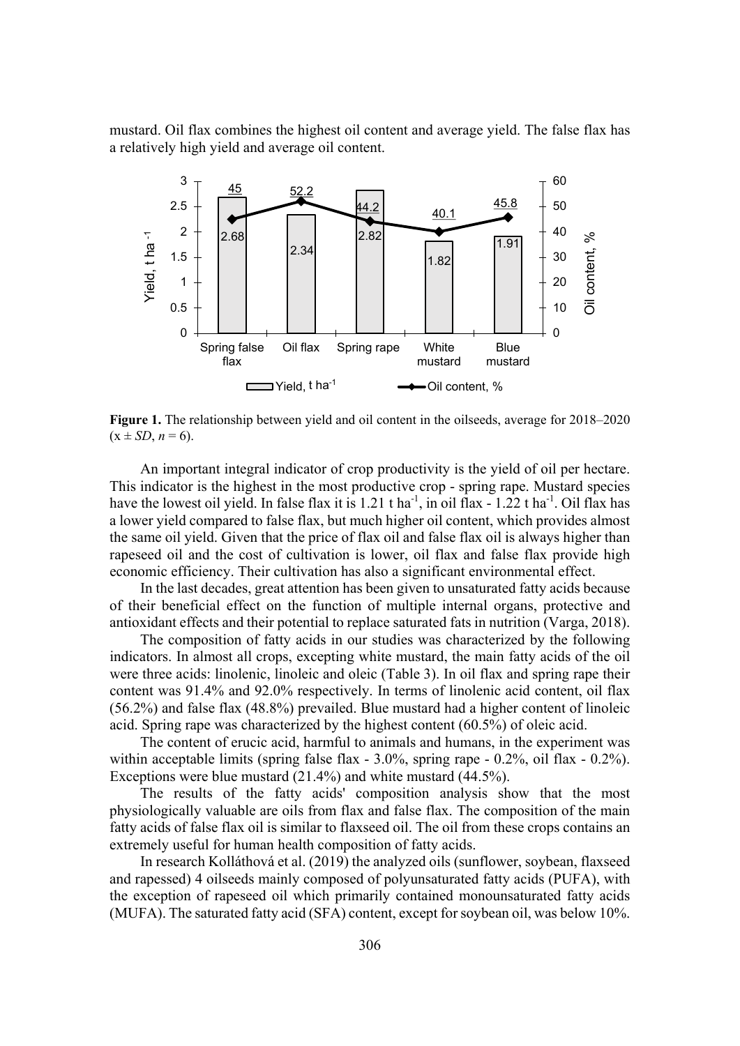mustard. Oil flax combines the highest oil content and average yield. The false flax has a relatively high yield and average oil content.

**Figure 1.** The relationship between yield and oil content in the oilseeds, average for 2018–2020 ($x \pm SD$, $n = 6$).

An important integral indicator of crop productivity is the yield of oil per hectare. This indicator is the highest in the most productive crop - spring rape. Mustard species have the lowest oil yield. In false flax it is 1.21 t $ha^{-1}$, in oil flax - 1.22 t $ha^{-1}$. Oil flax has a lower yield compared to false flax, but much higher oil content, which provides almost the same oil yield. Given that the price of flax oil and false flax oil is always higher than rapeseed oil and the cost of cultivation is lower, oil flax and false flax provide high economic efficiency. Their cultivation has also a significant environmental effect.

In the last decades, great attention has been given to unsaturated fatty acids because of their beneficial effect on the function of multiple internal organs, protective and antioxidant effects and their potential to replace saturated fats in nutrition (Varga, 2018).

The composition of fatty acids in our studies was characterized by the following indicators. In almost all crops, excepting white mustard, the main fatty acids of the oil were three acids: linolenic, linoleic and oleic (Table 3). In oil flax and spring rape their content was 91.4% and 92.0% respectively. In terms of linolenic acid content, oil flax (56.2%) and false flax (48.8%) prevailed. Blue mustard had a higher content of linoleic acid. Spring rape was characterized by the highest content (60.5%) of oleic acid.

The content of erucic acid, harmful to animals and humans, in the experiment was within acceptable limits (spring false flax - 3.0%, spring rape - 0.2%, oil flax - 0.2%). Exceptions were blue mustard (21.4%) and white mustard (44.5%).

The results of the fatty acids' composition analysis show that the most physiologically valuable are oils from flax and false flax. The composition of the main fatty acids of false flax oil is similar to flaxseed oil. The oil from these crops contains an extremely useful for human health composition of fatty acids.

In research Kolláthová et al. (2019) the analyzed oils (sunflower, soybean, flaxseed and rapessed) 4 oilseeds mainly composed of polyunsaturated fatty acids (PUFA), with the exception of rapeseed oil which primarily contained monounsaturated fatty acids (MUFA). The saturated fatty acid (SFA) content, except for soybean oil, was below 10%.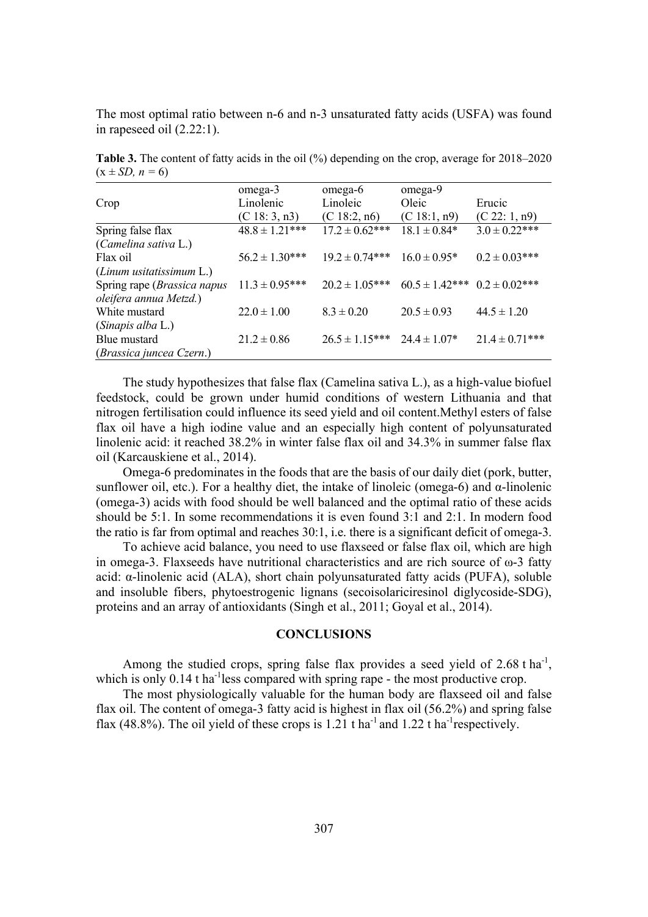The most optimal ratio between n-6 and n-3 unsaturated fatty acids (USFA) was found in rapeseed oil (2.22:1).

**Table 3.** The content of fatty acids in the oil (%) depending on the crop, average for 2018–2020 ($x \pm SD$, $n = 6$)

| Crop | omega-3 Linolenic (C 18: 3, n3) | omega-6 Linoleic (C 18:2, n6) | omega-9 Oleic (C 18:1, n9) | Erucic (C 22: 1, n9) |
|---|---|---|---|---|
| Spring false flax (*Camelina sativa* L.) | 48.8 ± 1.21*** | 17.2 ± 0.62*** | 18.1 ± 0.84* | 3.0 ± 0.22*** |
| Flax oil (*Linum usitatissimum* L.) | 56.2 ± 1.30*** | 19.2 ± 0.74*** | 16.0 ± 0.95* | 0.2 ± 0.03*** |
| Spring rape (*Brassica napus oleifera annua Metzd.*) | 11.3 ± 0.95*** | 20.2 ± 1.05*** | 60.5 ± 1.42*** | 0.2 ± 0.02*** |
| White mustard (*Sinapis alba* L.) | 22.0 ± 1.00 | 8.3 ± 0.20 | 20.5 ± 0.93 | 44.5 ± 1.20 |
| Blue mustard (*Brassica juncea Czern*.) | 21.2 ± 0.86 | 26.5 ± 1.15*** | 24.4 ± 1.07* | 21.4 ± 0.71*** |

The study hypothesizes that false flax (Camelina sativa L.), as a high-value biofuel feedstock, could be grown under humid conditions of western Lithuania and that nitrogen fertilisation could influence its seed yield and oil content.Methyl esters of false flax oil have a high iodine value and an especially high content of polyunsaturated linolenic acid: it reached 38.2% in winter false flax oil and 34.3% in summer false flax oil (Karcauskiene et al., 2014).

Omega-6 predominates in the foods that are the basis of our daily diet (pork, butter, sunflower oil, etc.). For a healthy diet, the intake of linoleic (omega-6) and α-linolenic (omega-3) acids with food should be well balanced and the optimal ratio of these acids should be 5:1. In some recommendations it is even found 3:1 and 2:1. In modern food the ratio is far from optimal and reaches 30:1, i.e. there is a significant deficit of omega-3.

To achieve acid balance, you need to use flaxseed or false flax oil, which are high in omega-3. Flaxseeds have nutritional characteristics and are rich source of ω-3 fatty acid: α-linolenic acid (ALA), short chain polyunsaturated fatty acids (PUFA), soluble and insoluble fibers, phytoestrogenic lignans (secoisolariciresinol diglycoside-SDG), proteins and an array of antioxidants (Singh et al., 2011; Goyal et al., 2014).

## CONCLUSIONS

Among the studied crops, spring false flax provides a seed yield of 2.68 t $ha^{-1}$, which is only 0.14 t $ha^{-1}$less compared with spring rape - the most productive crop.

The most physiologically valuable for the human body are flaxseed oil and false flax oil. The content of omega-3 fatty acid is highest in flax oil (56.2%) and spring false flax (48.8%). The oil yield of these crops is 1.21 t $ha^{-1}$ and 1.22 t $ha^{-1}$respectively.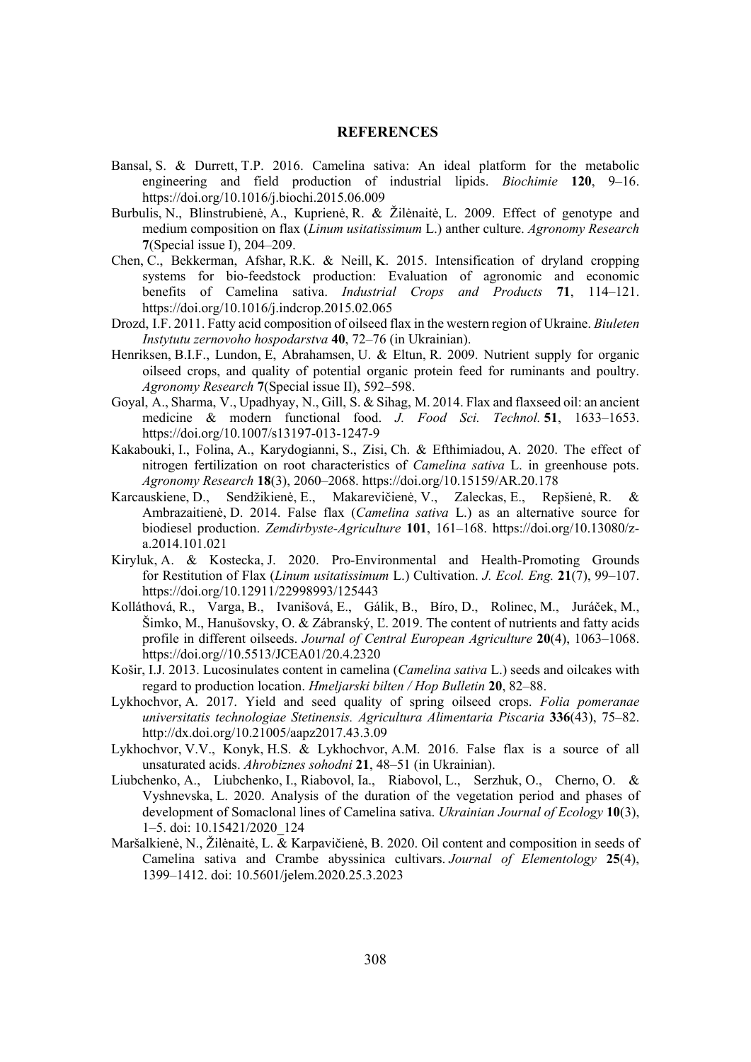## REFERENCES

Bansal, S. & Durrett, T.P. 2016. Camelina sativa: An ideal platform for the metabolic engineering and field production of industrial lipids. *Biochimie* **120**, 9–16. https://doi.org/10.1016/j.biochi.2015.06.009

Burbulis, N., Blinstrubienė, A., Kuprienė, R. & Žilėnaitė, L. 2009. Effect of genotype and medium composition on flax (*Linum usitatissimum* L.) anther culture. *Agronomy Research* **7**(Special issue I), 204–209.

Chen, C., Bekkerman, Afshar, R.K. & Neill, K. 2015. Intensification of dryland cropping systems for bio-feedstock production: Evaluation of agronomic and economic benefits of Camelina sativa. *Industrial Crops and Products* **71**, 114–121. https://doi.org/10.1016/j.indcrop.2015.02.065

Drozd, I.F. 2011. Fatty acid composition of oilseed flax in the western region of Ukraine. *Biuleten Instytutu zernovoho hospodarstva* **40**, 72–76 (in Ukrainian).

Henriksen, B.I.F., Lundon, E, Abrahamsen, U. & Eltun, R. 2009. Nutrient supply for organic oilseed crops, and quality of potential organic protein feed for ruminants and poultry. *Agronomy Research* **7**(Special issue II), 592–598.

Goyal, A., Sharma, V., Upadhyay, N., Gill, S. & Sihag, M. 2014. Flax and flaxseed oil: an ancient medicine & modern functional food. *J. Food Sci. Technol.* **51**, 1633–1653. https://doi.org/10.1007/s13197-013-1247-9

Kakabouki, I., Folina, A., Karydogianni, S., Zisi, Ch. & Efthimiadou, A. 2020. The effect of nitrogen fertilization on root characteristics of *Camelina sativa* L. in greenhouse pots. *Agronomy Research* **18**(3), 2060–2068. https://doi.org/10.15159/AR.20.178

Karcauskiene, D., Sendžikienė, E., Makarevičienė, V., Zaleckas, E., Repšienė, R. & Ambrazaitienė, D. 2014. False flax (*Camelina sativa* L.) as an alternative source for biodiesel production. *Zemdirbyste-Agriculture* **101**, 161–168. https://doi.org/10.13080/z-a.2014.101.021

Kiryluk, A. & Kostecka, J. 2020. Pro-Environmental and Health-Promoting Grounds for Restitution of Flax (*Linum usitatissimum* L.) Cultivation. *J. Ecol. Eng.* **21**(7), 99–107. https://doi.org/10.12911/22998993/125443

Kolláthová, R., Varga, B., Ivanišová, E., Gálik, B., Bíro, D., Rolinec, M., Juráček, M., Šimko, M., Hanušovsky, O. & Zábranský, Ľ. 2019. The content of nutrients and fatty acids profile in different oilseeds. *Journal of Central European Agriculture* **20**(4), 1063–1068. https://doi.org//10.5513/JCEA01/20.4.2320

Košir, I.J. 2013. Lucosinulates content in camelina (*Camelina sativa* L.) seeds and oilcakes with regard to production location. *Hmeljarski bilten / Hop Bulletin* **20**, 82–88.

Lykhochvor, A. 2017. Yield and seed quality of spring oilseed crops. *Folia pomeranae universitatis technologiae Stetinensis. Agricultura Alimentaria Piscaria* **336**(43), 75–82. http://dx.doi.org/10.21005/aapz2017.43.3.09

Lykhochvor, V.V., Konyk, H.S. & Lykhochvor, A.M. 2016. False flax is a source of all unsaturated acids. *Ahrobiznes sohodni* **21**, 48–51 (in Ukrainian).

Liubchenko, A., Liubchenko, I., Riabovol, Ia., Riabovol, L., Serzhuk, O., Cherno, O. & Vyshnevska, L. 2020. Analysis of the duration of the vegetation period and phases of development of Somaclonal lines of Camelina sativa. *Ukrainian Journal of Ecology* **10**(3), 1–5. doi: 10.15421/2020_124

Maršalkienė, N., Žilėnaitė, L. & Karpavičienė, B. 2020. Oil content and composition in seeds of Camelina sativa and Crambe abyssinica cultivars. *Journal of Elementology* **25**(4), 1399–1412. doi: 10.5601/jelem.2020.25.3.2023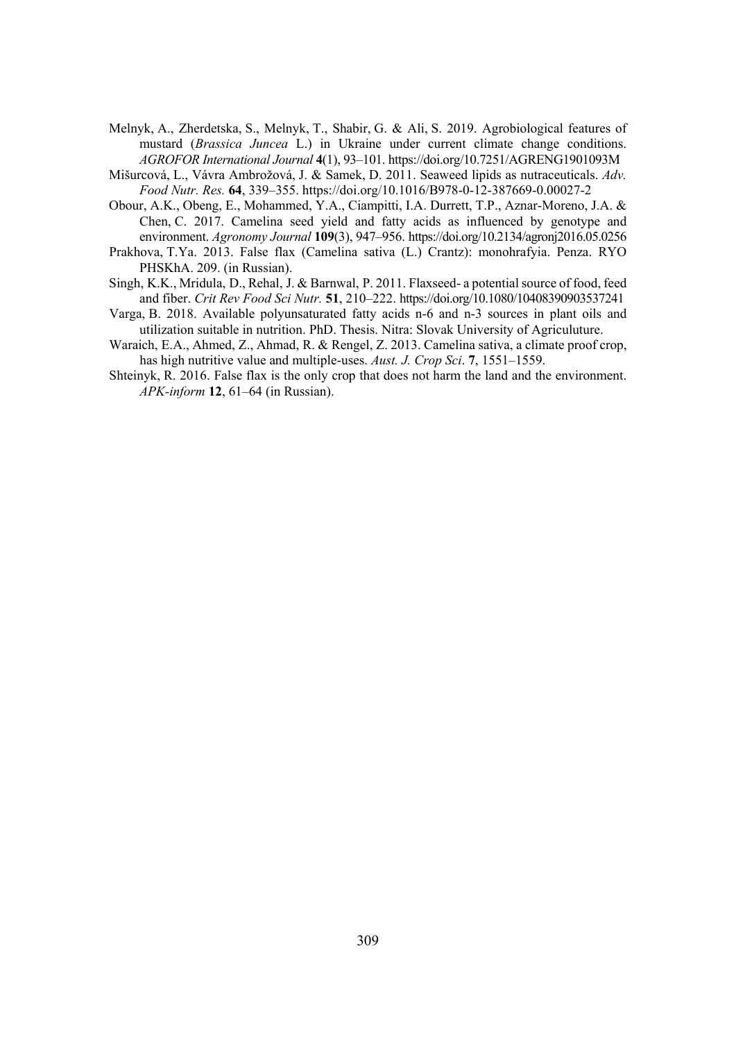Melnyk, A., Zherdetska, S., Melnyk, T., Shabir, G. & Ali, S. 2019. Agrobiological features of mustard (*Brassica Juncea* L.) in Ukraine under current climate change conditions. *AGROFOR International Journal* **4**(1), 93–101. https://doi.org/10.7251/AGRENG1901093M

Mišurcová, L., Vávra Ambrožová, J. & Samek, D. 2011. Seaweed lipids as nutraceuticals. *Adv. Food Nutr. Res.* **64**, 339–355. https://doi.org/10.1016/B978-0-12-387669-0.00027-2

Obour, A.K., Obeng, E., Mohammed, Y.A., Ciampitti, I.A. Durrett, T.P., Aznar-Moreno, J.A. & Chen, C. 2017. Camelina seed yield and fatty acids as influenced by genotype and environment. *Agronomy Journal* **109**(3), 947–956. https://doi.org/10.2134/agronj2016.05.0256

Prakhova, T.Ya. 2013. False flax (Camelina sativa (L.) Crantz): monohrafyia. Penza. RYO PHSKhA. 209. (in Russian).

Singh, K.K., Mridula, D., Rehal, J. & Barnwal, P. 2011. Flaxseed- a potential source of food, feed and fiber. *Crit Rev Food Sci Nutr.* **51**, 210–222. https://doi.org/10.1080/10408390903537241

Varga, B. 2018. Available polyunsaturated fatty acids n-6 and n-3 sources in plant oils and utilization suitable in nutrition. PhD. Thesis. Nitra: Slovak University of Agricululture.

Waraich, E.A., Ahmed, Z., Ahmad, R. & Rengel, Z. 2013. Camelina sativa, a climate proof crop, has high nutritive value and multiple-uses. *Aust. J. Crop Sci*. **7**, 1551–1559.

Shteinyk, R. 2016. False flax is the only crop that does not harm the land and the environment. *APK-inform* **12**, 61–64 (in Russian).